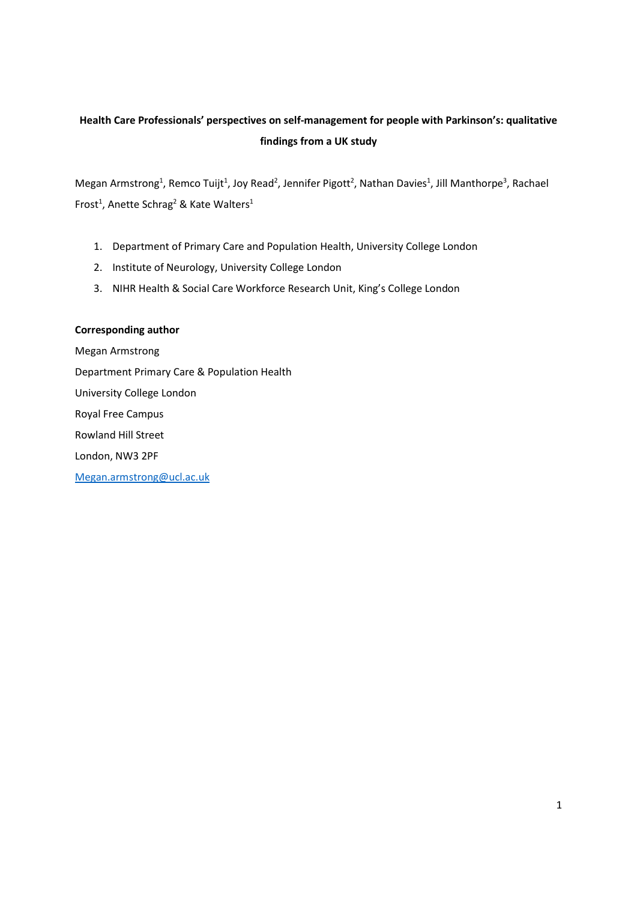# Health Care Professionals' perspectives on self-management for people with Parkinson's: qualitative findings from a UK study

Megan Armstrong[1], Remco Tuijt[1], Joy Read[2], Jennifer Pigott[2], Nathan Davies[1], Jill Manthorpe[3], Rachael Frost[1], Anette Schrag[2] & Kate Walters[1]

1. Department of Primary Care and Population Health, University College London
2. Institute of Neurology, University College London
3. NIHR Health & Social Care Workforce Research Unit, King's College London

**Corresponding author**

Megan Armstrong

Department Primary Care & Population Health

University College London

Royal Free Campus

Rowland Hill Street

London, NW3 2PF

Megan.armstrong@ucl.ac.uk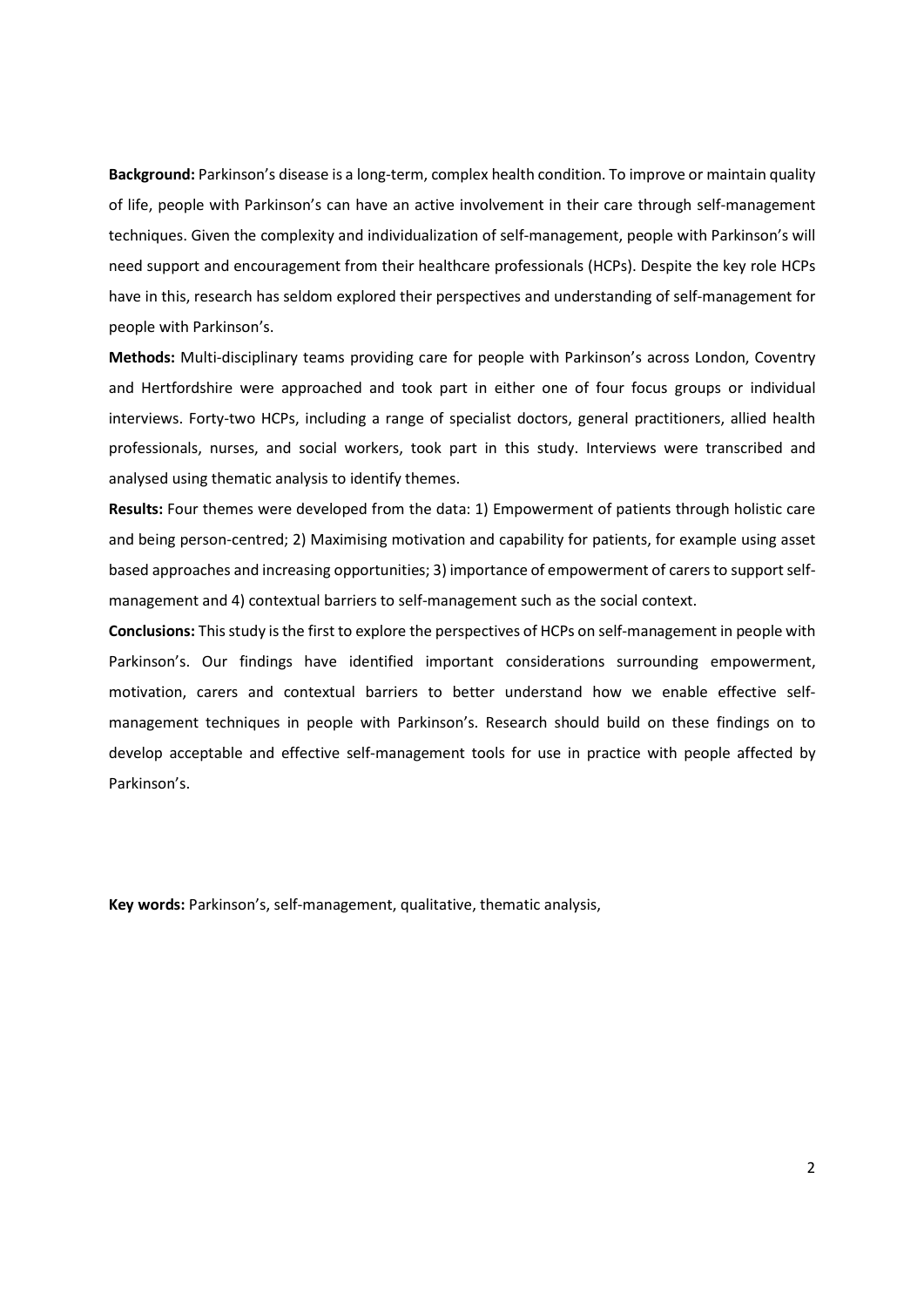**Background:** Parkinson's disease is a long-term, complex health condition. To improve or maintain quality of life, people with Parkinson's can have an active involvement in their care through self-management techniques. Given the complexity and individualization of self-management, people with Parkinson's will need support and encouragement from their healthcare professionals (HCPs). Despite the key role HCPs have in this, research has seldom explored their perspectives and understanding of self-management for people with Parkinson's.

**Methods:** Multi-disciplinary teams providing care for people with Parkinson's across London, Coventry and Hertfordshire were approached and took part in either one of four focus groups or individual interviews. Forty-two HCPs, including a range of specialist doctors, general practitioners, allied health professionals, nurses, and social workers, took part in this study. Interviews were transcribed and analysed using thematic analysis to identify themes.

**Results:** Four themes were developed from the data: 1) Empowerment of patients through holistic care and being person-centred; 2) Maximising motivation and capability for patients, for example using asset based approaches and increasing opportunities; 3) importance of empowerment of carers to support self-management and 4) contextual barriers to self-management such as the social context.

**Conclusions:** This study is the first to explore the perspectives of HCPs on self-management in people with Parkinson's. Our findings have identified important considerations surrounding empowerment, motivation, carers and contextual barriers to better understand how we enable effective self-management techniques in people with Parkinson's. Research should build on these findings on to develop acceptable and effective self-management tools for use in practice with people affected by Parkinson's.

**Key words:** Parkinson's, self-management, qualitative, thematic analysis,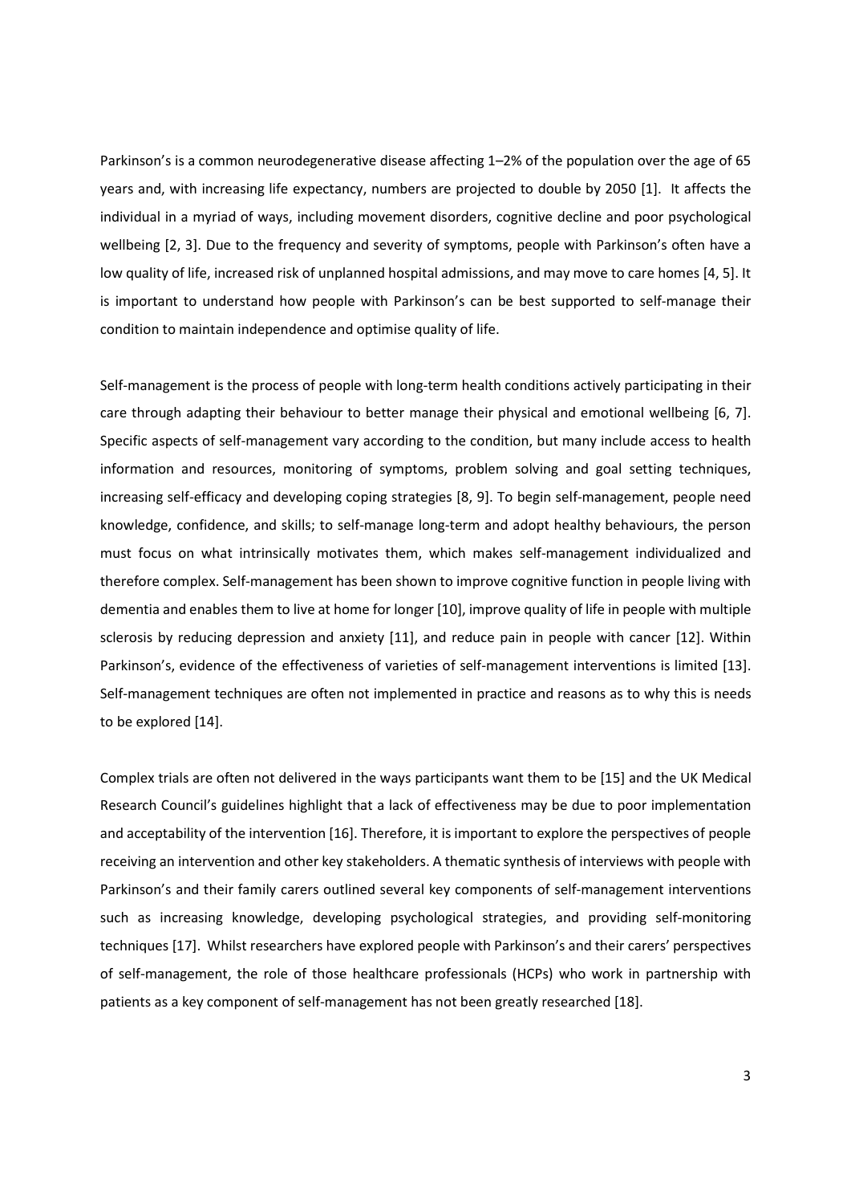Parkinson's is a common neurodegenerative disease affecting 1–2% of the population over the age of 65 years and, with increasing life expectancy, numbers are projected to double by 2050 [1]. It affects the individual in a myriad of ways, including movement disorders, cognitive decline and poor psychological wellbeing [2, 3]. Due to the frequency and severity of symptoms, people with Parkinson's often have a low quality of life, increased risk of unplanned hospital admissions, and may move to care homes [4, 5]. It is important to understand how people with Parkinson's can be best supported to self-manage their condition to maintain independence and optimise quality of life.

Self-management is the process of people with long-term health conditions actively participating in their care through adapting their behaviour to better manage their physical and emotional wellbeing [6, 7]. Specific aspects of self-management vary according to the condition, but many include access to health information and resources, monitoring of symptoms, problem solving and goal setting techniques, increasing self-efficacy and developing coping strategies [8, 9]. To begin self-management, people need knowledge, confidence, and skills; to self-manage long-term and adopt healthy behaviours, the person must focus on what intrinsically motivates them, which makes self-management individualized and therefore complex. Self-management has been shown to improve cognitive function in people living with dementia and enables them to live at home for longer [10], improve quality of life in people with multiple sclerosis by reducing depression and anxiety [11], and reduce pain in people with cancer [12]. Within Parkinson's, evidence of the effectiveness of varieties of self-management interventions is limited [13]. Self-management techniques are often not implemented in practice and reasons as to why this is needs to be explored [14].

Complex trials are often not delivered in the ways participants want them to be [15] and the UK Medical Research Council's guidelines highlight that a lack of effectiveness may be due to poor implementation and acceptability of the intervention [16]. Therefore, it is important to explore the perspectives of people receiving an intervention and other key stakeholders. A thematic synthesis of interviews with people with Parkinson's and their family carers outlined several key components of self-management interventions such as increasing knowledge, developing psychological strategies, and providing self-monitoring techniques [17]. Whilst researchers have explored people with Parkinson's and their carers' perspectives of self-management, the role of those healthcare professionals (HCPs) who work in partnership with patients as a key component of self-management has not been greatly researched [18].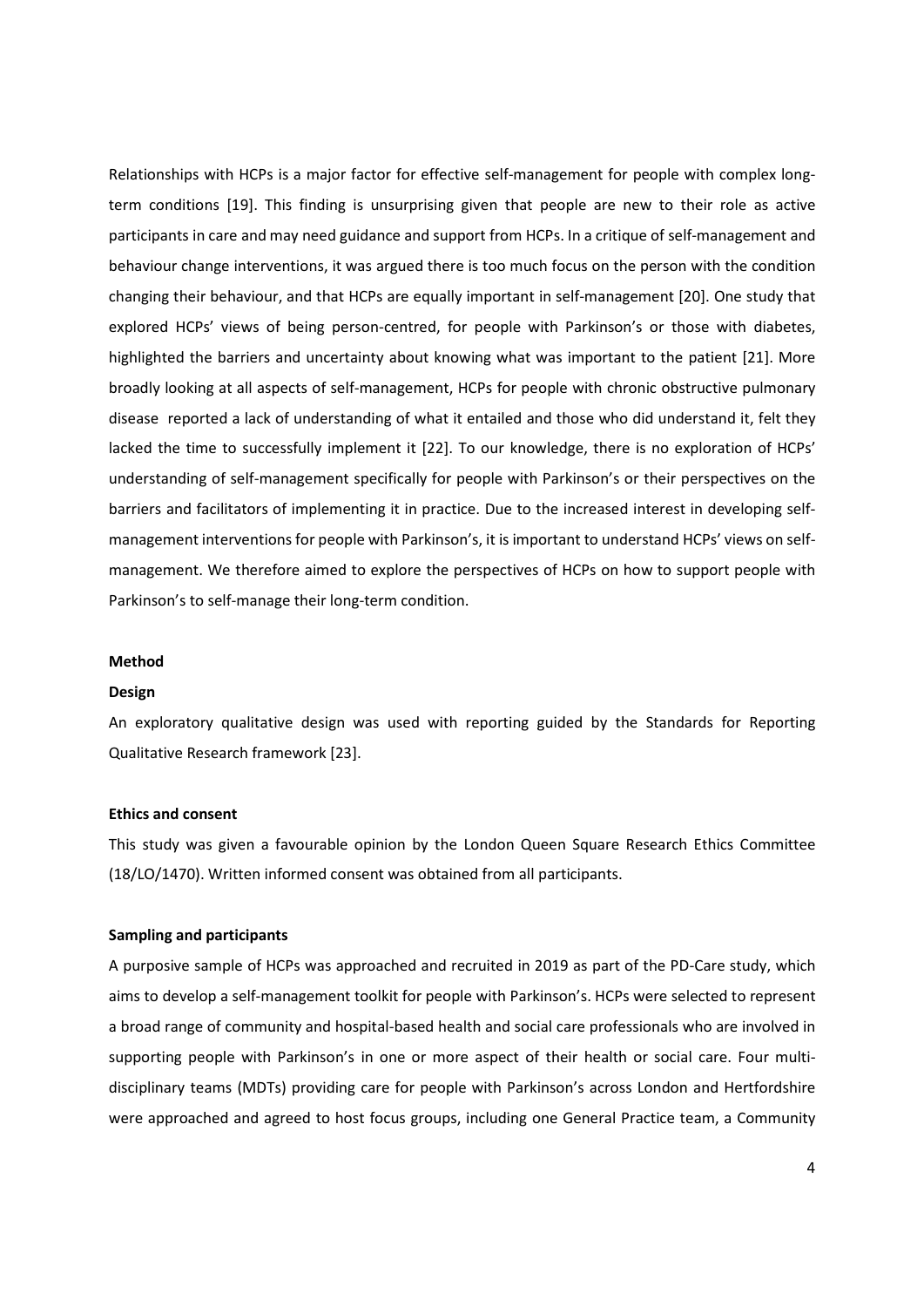Relationships with HCPs is a major factor for effective self-management for people with complex long-term conditions [19]. This finding is unsurprising given that people are new to their role as active participants in care and may need guidance and support from HCPs. In a critique of self-management and behaviour change interventions, it was argued there is too much focus on the person with the condition changing their behaviour, and that HCPs are equally important in self-management [20]. One study that explored HCPs' views of being person-centred, for people with Parkinson's or those with diabetes, highlighted the barriers and uncertainty about knowing what was important to the patient [21]. More broadly looking at all aspects of self-management, HCPs for people with chronic obstructive pulmonary disease reported a lack of understanding of what it entailed and those who did understand it, felt they lacked the time to successfully implement it [22]. To our knowledge, there is no exploration of HCPs' understanding of self-management specifically for people with Parkinson's or their perspectives on the barriers and facilitators of implementing it in practice. Due to the increased interest in developing self-management interventions for people with Parkinson's, it is important to understand HCPs' views on self-management. We therefore aimed to explore the perspectives of HCPs on how to support people with Parkinson's to self-manage their long-term condition.

## Method

### Design

An exploratory qualitative design was used with reporting guided by the Standards for Reporting Qualitative Research framework [23].

### Ethics and consent

This study was given a favourable opinion by the London Queen Square Research Ethics Committee (18/LO/1470). Written informed consent was obtained from all participants.

### Sampling and participants

A purposive sample of HCPs was approached and recruited in 2019 as part of the PD-Care study, which aims to develop a self-management toolkit for people with Parkinson's. HCPs were selected to represent a broad range of community and hospital-based health and social care professionals who are involved in supporting people with Parkinson's in one or more aspect of their health or social care. Four multi-disciplinary teams (MDTs) providing care for people with Parkinson's across London and Hertfordshire were approached and agreed to host focus groups, including one General Practice team, a Community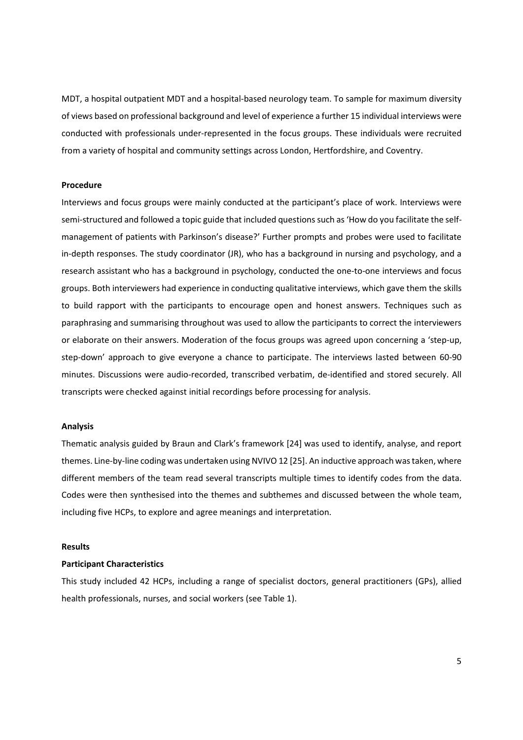MDT, a hospital outpatient MDT and a hospital-based neurology team. To sample for maximum diversity of views based on professional background and level of experience a further 15 individual interviews were conducted with professionals under-represented in the focus groups. These individuals were recruited from a variety of hospital and community settings across London, Hertfordshire, and Coventry.

**Procedure**

Interviews and focus groups were mainly conducted at the participant's place of work. Interviews were semi-structured and followed a topic guide that included questions such as 'How do you facilitate the self-management of patients with Parkinson's disease?' Further prompts and probes were used to facilitate in-depth responses. The study coordinator (JR), who has a background in nursing and psychology, and a research assistant who has a background in psychology, conducted the one-to-one interviews and focus groups. Both interviewers had experience in conducting qualitative interviews, which gave them the skills to build rapport with the participants to encourage open and honest answers. Techniques such as paraphrasing and summarising throughout was used to allow the participants to correct the interviewers or elaborate on their answers. Moderation of the focus groups was agreed upon concerning a 'step-up, step-down' approach to give everyone a chance to participate. The interviews lasted between 60-90 minutes. Discussions were audio-recorded, transcribed verbatim, de-identified and stored securely. All transcripts were checked against initial recordings before processing for analysis.

**Analysis**

Thematic analysis guided by Braun and Clark's framework [24] was used to identify, analyse, and report themes. Line-by-line coding was undertaken using NVIVO 12 [25]. An inductive approach was taken, where different members of the team read several transcripts multiple times to identify codes from the data. Codes were then synthesised into the themes and subthemes and discussed between the whole team, including five HCPs, to explore and agree meanings and interpretation.

**Results**

**Participant Characteristics**

This study included 42 HCPs, including a range of specialist doctors, general practitioners (GPs), allied health professionals, nurses, and social workers (see Table 1).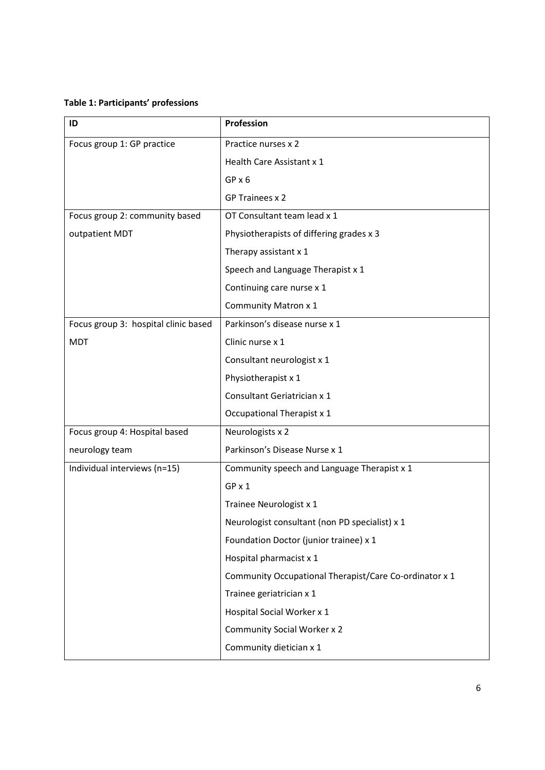**Table 1: Participants' professions**

| ID | Profession |
|---|---|
| Focus group 1: GP practice | Practice nurses x 2 |
| | Health Care Assistant x 1 |
| | GP x 6 |
| | GP Trainees x 2 |
| Focus group 2: community based outpatient MDT | OT Consultant team lead x 1 |
| | Physiotherapists of differing grades x 3 |
| | Therapy assistant x 1 |
| | Speech and Language Therapist x 1 |
| | Continuing care nurse x 1 |
| | Community Matron x 1 |
| Focus group 3: hospital clinic based MDT | Parkinson's disease nurse x 1 |
| | Clinic nurse x 1 |
| | Consultant neurologist x 1 |
| | Physiotherapist x 1 |
| | Consultant Geriatrician x 1 |
| | Occupational Therapist x 1 |
| Focus group 4: Hospital based neurology team | Neurologists x 2 |
| | Parkinson's Disease Nurse x 1 |
| Individual interviews (n=15) | Community speech and Language Therapist x 1 |
| | GP x 1 |
| | Trainee Neurologist x 1 |
| | Neurologist consultant (non PD specialist) x 1 |
| | Foundation Doctor (junior trainee) x 1 |
| | Hospital pharmacist x 1 |
| | Community Occupational Therapist/Care Co-ordinator x 1 |
| | Trainee geriatrician x 1 |
| | Hospital Social Worker x 1 |
| | Community Social Worker x 2 |
| | Community dietician x 1 |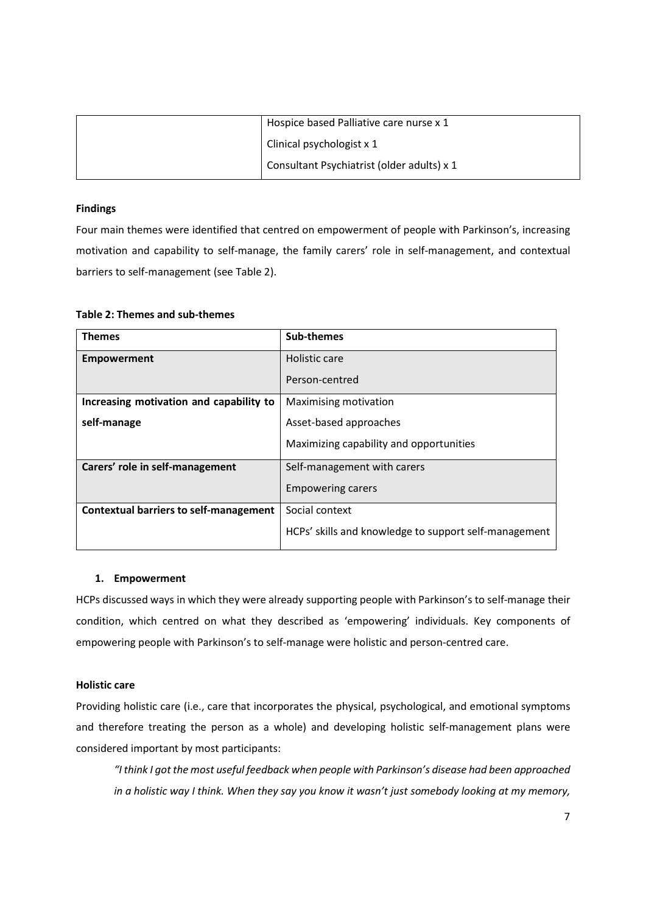| | |
|---|---|
| | Hospice based Palliative care nurse x 1<br>Clinical psychologist x 1<br>Consultant Psychiatrist (older adults) x 1 |

**Findings**

Four main themes were identified that centred on empowerment of people with Parkinson's, increasing motivation and capability to self-manage, the family carers' role in self-management, and contextual barriers to self-management (see Table 2).

**Table 2: Themes and sub-themes**

| Themes | Sub-themes |
|---|---|
| **Empowerment** | Holistic care<br>Person-centred |
| **Increasing motivation and capability to self-manage** | Maximising motivation<br>Asset-based approaches<br>Maximizing capability and opportunities |
| **Carers' role in self-management** | Self-management with carers<br>Empowering carers |
| **Contextual barriers to self-management** | Social context<br>HCPs' skills and knowledge to support self-management |

### 1. Empowerment

HCPs discussed ways in which they were already supporting people with Parkinson's to self-manage their condition, which centred on what they described as 'empowering' individuals. Key components of empowering people with Parkinson's to self-manage were holistic and person-centred care.

**Holistic care**

Providing holistic care (i.e., care that incorporates the physical, psychological, and emotional symptoms and therefore treating the person as a whole) and developing holistic self-management plans were considered important by most participants:

> *"I think I got the most useful feedback when people with Parkinson's disease had been approached in a holistic way I think. When they say you know it wasn't just somebody looking at my memory,*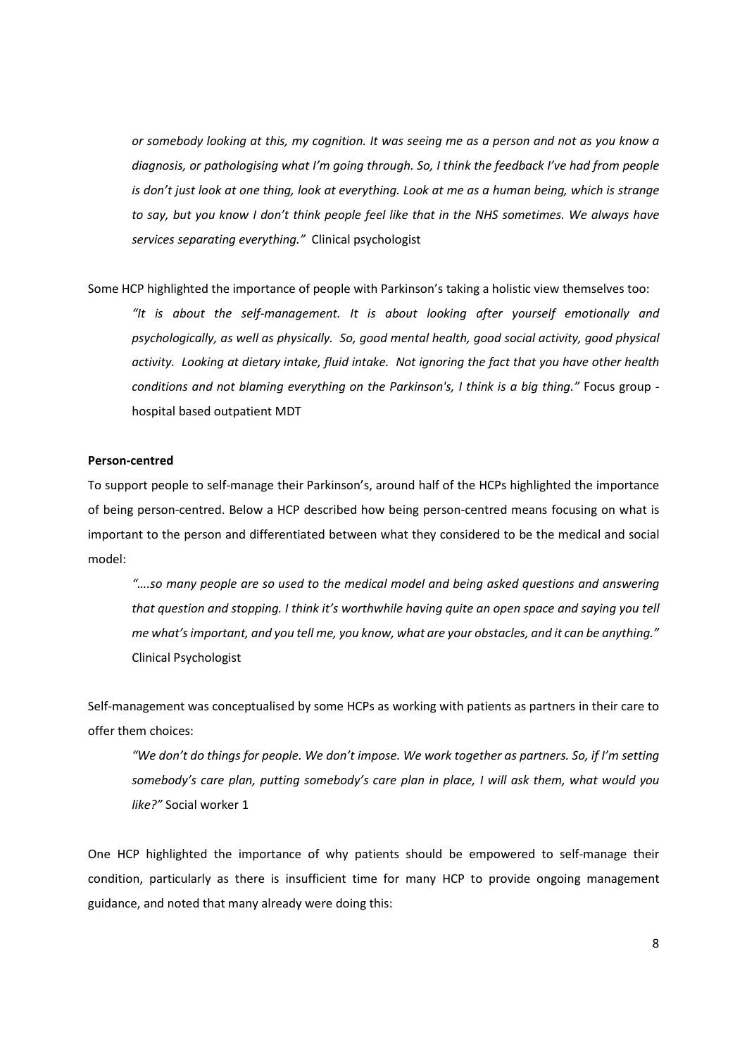*or somebody looking at this, my cognition. It was seeing me as a person and not as you know a diagnosis, or pathologising what I'm going through. So, I think the feedback I've had from people is don't just look at one thing, look at everything. Look at me as a human being, which is strange to say, but you know I don't think people feel like that in the NHS sometimes. We always have services separating everything."* Clinical psychologist

Some HCP highlighted the importance of people with Parkinson's taking a holistic view themselves too:

> *"It is about the self-management. It is about looking after yourself emotionally and psychologically, as well as physically. So, good mental health, good social activity, good physical activity. Looking at dietary intake, fluid intake. Not ignoring the fact that you have other health conditions and not blaming everything on the Parkinson's, I think is a big thing."* Focus group - hospital based outpatient MDT

**Person-centred**

To support people to self-manage their Parkinson's, around half of the HCPs highlighted the importance of being person-centred. Below a HCP described how being person-centred means focusing on what is important to the person and differentiated between what they considered to be the medical and social model:

> *"….so many people are so used to the medical model and being asked questions and answering that question and stopping. I think it's worthwhile having quite an open space and saying you tell me what's important, and you tell me, you know, what are your obstacles, and it can be anything."* Clinical Psychologist

Self-management was conceptualised by some HCPs as working with patients as partners in their care to offer them choices:

> *"We don't do things for people. We don't impose. We work together as partners. So, if I'm setting somebody's care plan, putting somebody's care plan in place, I will ask them, what would you like?"* Social worker 1

One HCP highlighted the importance of why patients should be empowered to self-manage their condition, particularly as there is insufficient time for many HCP to provide ongoing management guidance, and noted that many already were doing this: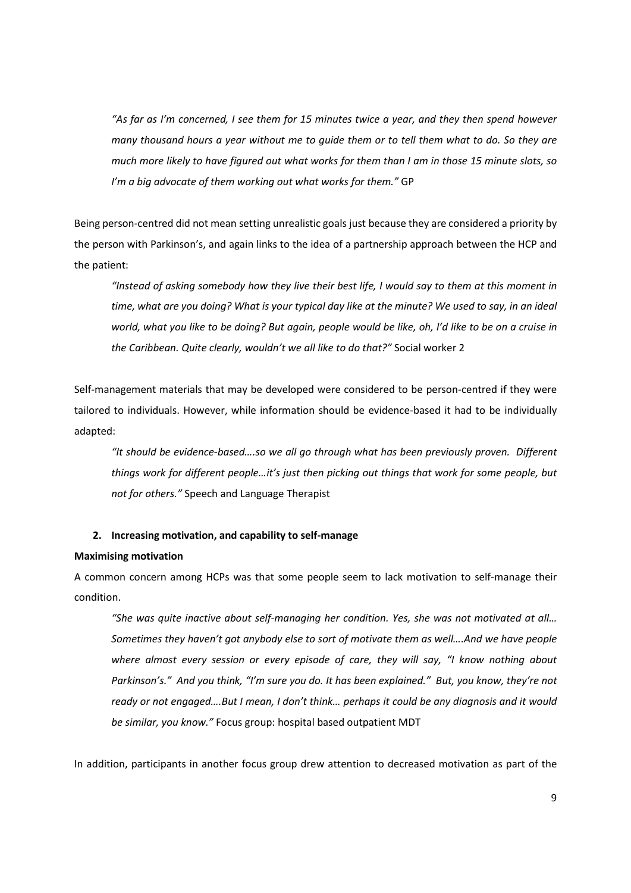*"As far as I'm concerned, I see them for 15 minutes twice a year, and they then spend however many thousand hours a year without me to guide them or to tell them what to do. So they are much more likely to have figured out what works for them than I am in those 15 minute slots, so I'm a big advocate of them working out what works for them."* GP

Being person-centred did not mean setting unrealistic goals just because they are considered a priority by the person with Parkinson's, and again links to the idea of a partnership approach between the HCP and the patient:

*"Instead of asking somebody how they live their best life, I would say to them at this moment in time, what are you doing? What is your typical day like at the minute? We used to say, in an ideal world, what you like to be doing? But again, people would be like, oh, I'd like to be on a cruise in the Caribbean. Quite clearly, wouldn't we all like to do that?"* Social worker 2

Self-management materials that may be developed were considered to be person-centred if they were tailored to individuals. However, while information should be evidence-based it had to be individually adapted:

*"It should be evidence-based….so we all go through what has been previously proven. Different things work for different people…it's just then picking out things that work for some people, but not for others."* Speech and Language Therapist

**2. Increasing motivation, and capability to self-manage**

**Maximising motivation**

A common concern among HCPs was that some people seem to lack motivation to self-manage their condition.

*"She was quite inactive about self-managing her condition. Yes, she was not motivated at all… Sometimes they haven't got anybody else to sort of motivate them as well….And we have people where almost every session or every episode of care, they will say, "I know nothing about Parkinson's." And you think, "I'm sure you do. It has been explained." But, you know, they're not ready or not engaged….But I mean, I don't think… perhaps it could be any diagnosis and it would be similar, you know."* Focus group: hospital based outpatient MDT

In addition, participants in another focus group drew attention to decreased motivation as part of the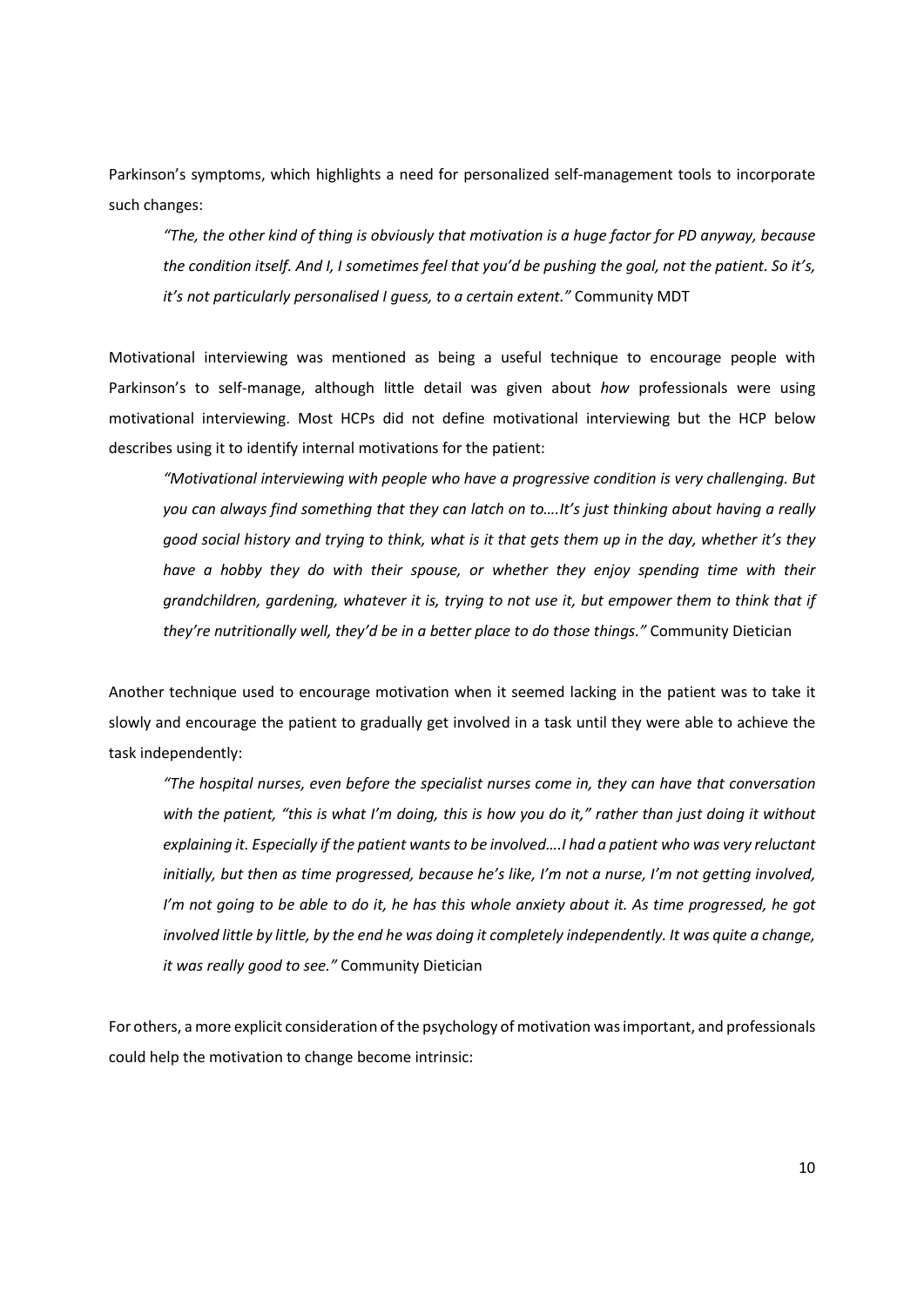Parkinson's symptoms, which highlights a need for personalized self-management tools to incorporate such changes:

> *"The, the other kind of thing is obviously that motivation is a huge factor for PD anyway, because the condition itself. And I, I sometimes feel that you'd be pushing the goal, not the patient. So it's, it's not particularly personalised I guess, to a certain extent."* Community MDT

Motivational interviewing was mentioned as being a useful technique to encourage people with Parkinson's to self-manage, although little detail was given about *how* professionals were using motivational interviewing. Most HCPs did not define motivational interviewing but the HCP below describes using it to identify internal motivations for the patient:

> *"Motivational interviewing with people who have a progressive condition is very challenging. But you can always find something that they can latch on to….It's just thinking about having a really good social history and trying to think, what is it that gets them up in the day, whether it's they have a hobby they do with their spouse, or whether they enjoy spending time with their grandchildren, gardening, whatever it is, trying to not use it, but empower them to think that if they're nutritionally well, they'd be in a better place to do those things."* Community Dietician

Another technique used to encourage motivation when it seemed lacking in the patient was to take it slowly and encourage the patient to gradually get involved in a task until they were able to achieve the task independently:

> *"The hospital nurses, even before the specialist nurses come in, they can have that conversation with the patient, "this is what I'm doing, this is how you do it," rather than just doing it without explaining it. Especially if the patient wants to be involved….I had a patient who was very reluctant initially, but then as time progressed, because he's like, I'm not a nurse, I'm not getting involved, I'm not going to be able to do it, he has this whole anxiety about it. As time progressed, he got involved little by little, by the end he was doing it completely independently. It was quite a change, it was really good to see."* Community Dietician

For others, a more explicit consideration of the psychology of motivation was important, and professionals could help the motivation to change become intrinsic: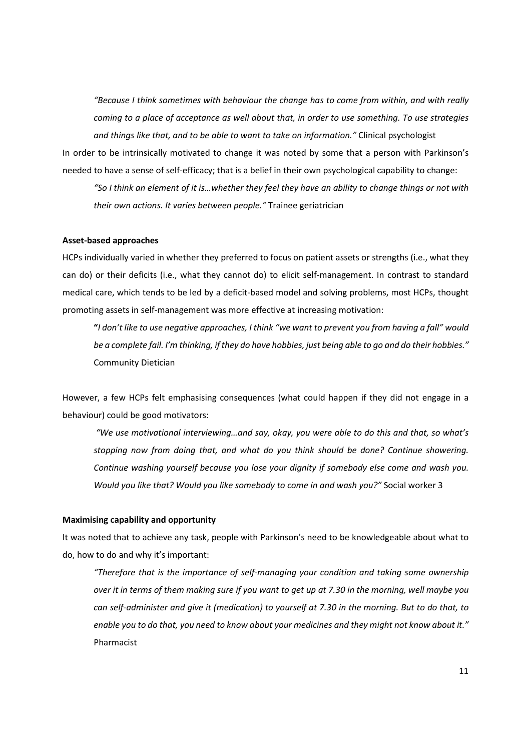*"Because I think sometimes with behaviour the change has to come from within, and with really coming to a place of acceptance as well about that, in order to use something. To use strategies and things like that, and to be able to want to take on information."* Clinical psychologist

In order to be intrinsically motivated to change it was noted by some that a person with Parkinson's needed to have a sense of self-efficacy; that is a belief in their own psychological capability to change:

> *"So I think an element of it is…whether they feel they have an ability to change things or not with their own actions. It varies between people."* Trainee geriatrician

**Asset-based approaches**

HCPs individually varied in whether they preferred to focus on patient assets or strengths (i.e., what they can do) or their deficits (i.e., what they cannot do) to elicit self-management. In contrast to standard medical care, which tends to be led by a deficit-based model and solving problems, most HCPs, thought promoting assets in self-management was more effective at increasing motivation:

> **"***I don't like to use negative approaches, I think "we want to prevent you from having a fall" would be a complete fail. I'm thinking, if they do have hobbies, just being able to go and do their hobbies."* Community Dietician

However, a few HCPs felt emphasising consequences (what could happen if they did not engage in a behaviour) could be good motivators:

> *"We use motivational interviewing…and say, okay, you were able to do this and that, so what's stopping now from doing that, and what do you think should be done? Continue showering. Continue washing yourself because you lose your dignity if somebody else come and wash you. Would you like that? Would you like somebody to come in and wash you?"* Social worker 3

**Maximising capability and opportunity**

It was noted that to achieve any task, people with Parkinson's need to be knowledgeable about what to do, how to do and why it's important:

> *"Therefore that is the importance of self-managing your condition and taking some ownership over it in terms of them making sure if you want to get up at 7.30 in the morning, well maybe you can self-administer and give it (medication) to yourself at 7.30 in the morning. But to do that, to enable you to do that, you need to know about your medicines and they might not know about it."* Pharmacist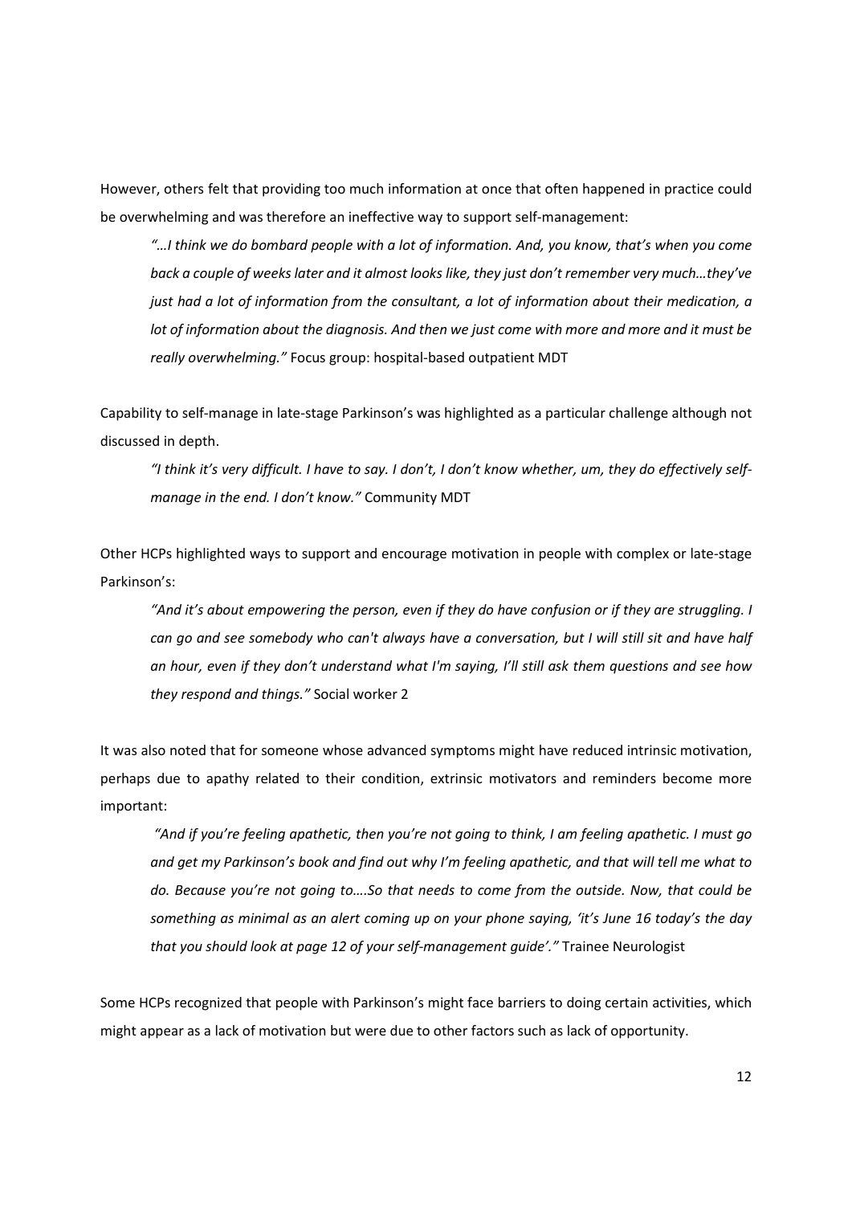However, others felt that providing too much information at once that often happened in practice could be overwhelming and was therefore an ineffective way to support self-management:

> *"…I think we do bombard people with a lot of information. And, you know, that's when you come back a couple of weeks later and it almost looks like, they just don't remember very much…they've just had a lot of information from the consultant, a lot of information about their medication, a lot of information about the diagnosis. And then we just come with more and more and it must be really overwhelming."* Focus group: hospital-based outpatient MDT

Capability to self-manage in late-stage Parkinson's was highlighted as a particular challenge although not discussed in depth.

> *"I think it's very difficult. I have to say. I don't, I don't know whether, um, they do effectively self-manage in the end. I don't know."* Community MDT

Other HCPs highlighted ways to support and encourage motivation in people with complex or late-stage Parkinson's:

> *"And it's about empowering the person, even if they do have confusion or if they are struggling. I can go and see somebody who can't always have a conversation, but I will still sit and have half an hour, even if they don't understand what I'm saying, I'll still ask them questions and see how they respond and things."* Social worker 2

It was also noted that for someone whose advanced symptoms might have reduced intrinsic motivation, perhaps due to apathy related to their condition, extrinsic motivators and reminders become more important:

> *"And if you're feeling apathetic, then you're not going to think, I am feeling apathetic. I must go and get my Parkinson's book and find out why I'm feeling apathetic, and that will tell me what to do. Because you're not going to….So that needs to come from the outside. Now, that could be something as minimal as an alert coming up on your phone saying, 'it's June 16 today's the day that you should look at page 12 of your self-management guide'."* Trainee Neurologist

Some HCPs recognized that people with Parkinson's might face barriers to doing certain activities, which might appear as a lack of motivation but were due to other factors such as lack of opportunity.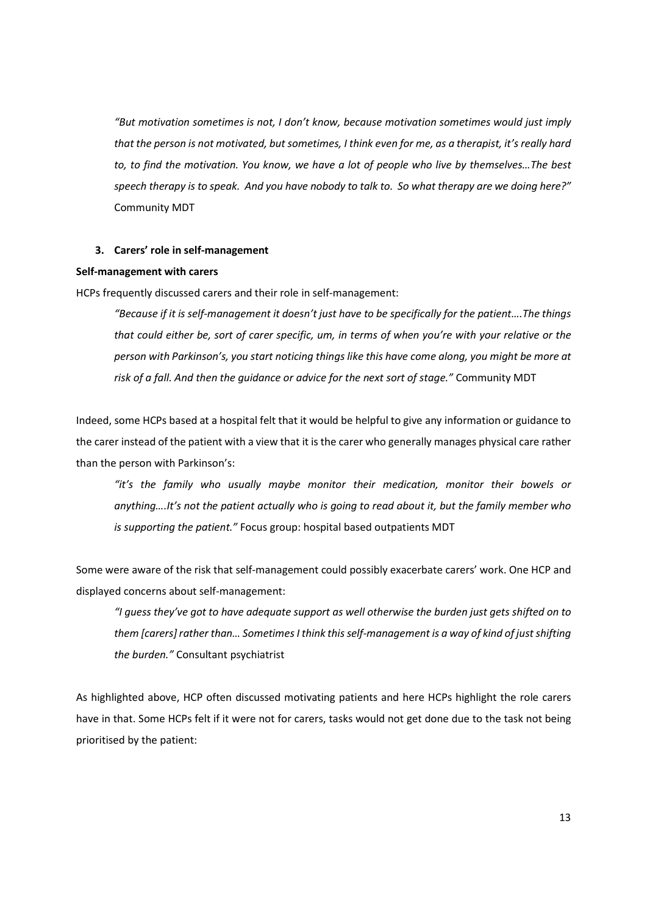*"But motivation sometimes is not, I don't know, because motivation sometimes would just imply that the person is not motivated, but sometimes, I think even for me, as a therapist, it's really hard to, to find the motivation. You know, we have a lot of people who live by themselves…The best speech therapy is to speak. And you have nobody to talk to. So what therapy are we doing here?"* Community MDT

### 3. Carers' role in self-management

**Self-management with carers**

HCPs frequently discussed carers and their role in self-management:

> *"Because if it is self-management it doesn't just have to be specifically for the patient….The things that could either be, sort of carer specific, um, in terms of when you're with your relative or the person with Parkinson's, you start noticing things like this have come along, you might be more at risk of a fall. And then the guidance or advice for the next sort of stage."* Community MDT

Indeed, some HCPs based at a hospital felt that it would be helpful to give any information or guidance to the carer instead of the patient with a view that it is the carer who generally manages physical care rather than the person with Parkinson's:

> *"it's the family who usually maybe monitor their medication, monitor their bowels or anything….It's not the patient actually who is going to read about it, but the family member who is supporting the patient."* Focus group: hospital based outpatients MDT

Some were aware of the risk that self-management could possibly exacerbate carers' work. One HCP and displayed concerns about self-management:

> *"I guess they've got to have adequate support as well otherwise the burden just gets shifted on to them [carers] rather than… Sometimes I think this self-management is a way of kind of just shifting the burden."* Consultant psychiatrist

As highlighted above, HCP often discussed motivating patients and here HCPs highlight the role carers have in that. Some HCPs felt if it were not for carers, tasks would not get done due to the task not being prioritised by the patient: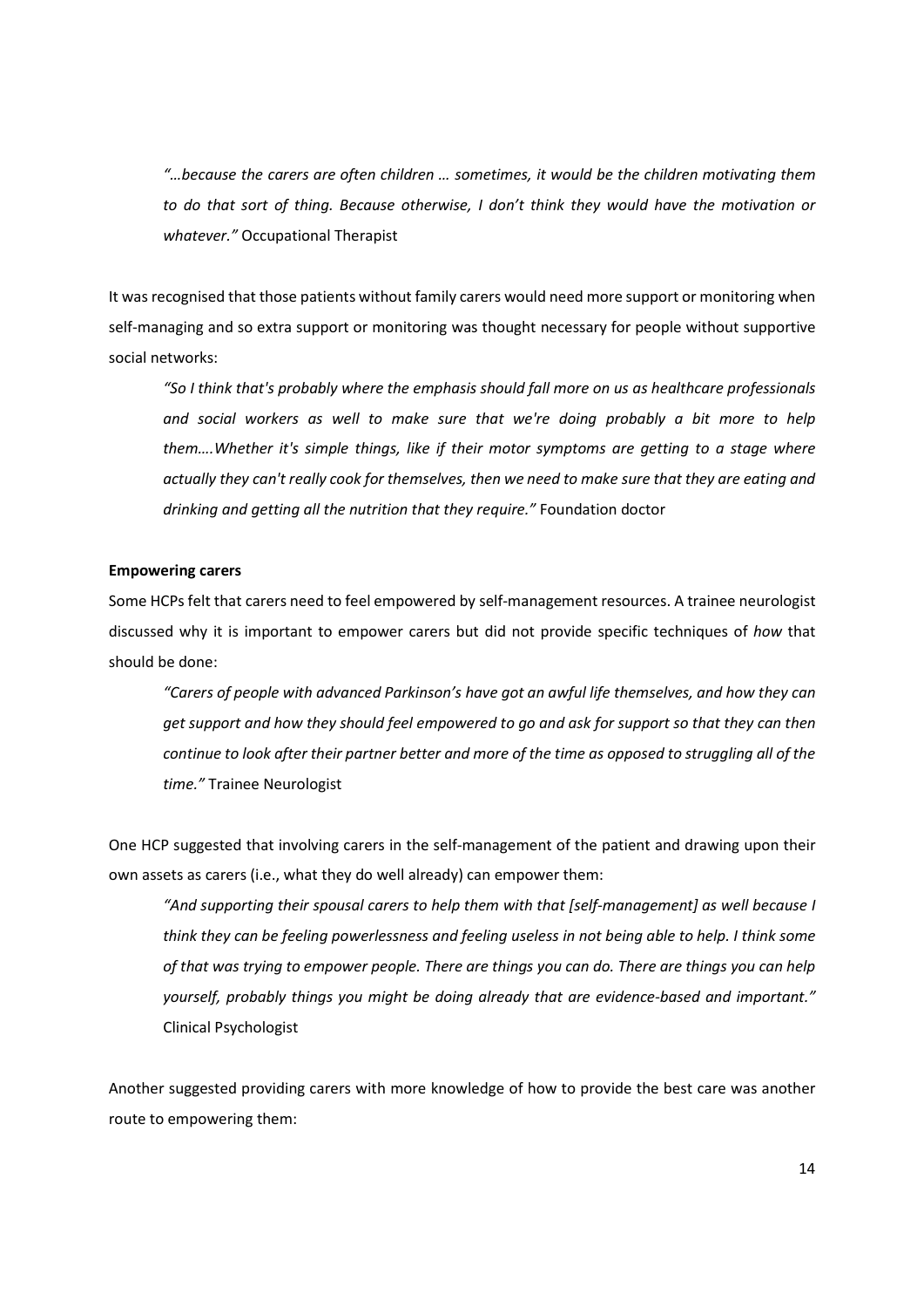> *"…because the carers are often children … sometimes, it would be the children motivating them to do that sort of thing. Because otherwise, I don't think they would have the motivation or whatever."* Occupational Therapist

It was recognised that those patients without family carers would need more support or monitoring when self-managing and so extra support or monitoring was thought necessary for people without supportive social networks:

> *"So I think that's probably where the emphasis should fall more on us as healthcare professionals and social workers as well to make sure that we're doing probably a bit more to help them….Whether it's simple things, like if their motor symptoms are getting to a stage where actually they can't really cook for themselves, then we need to make sure that they are eating and drinking and getting all the nutrition that they require."* Foundation doctor

**Empowering carers**

Some HCPs felt that carers need to feel empowered by self-management resources. A trainee neurologist discussed why it is important to empower carers but did not provide specific techniques of *how* that should be done:

> *"Carers of people with advanced Parkinson's have got an awful life themselves, and how they can get support and how they should feel empowered to go and ask for support so that they can then continue to look after their partner better and more of the time as opposed to struggling all of the time."* Trainee Neurologist

One HCP suggested that involving carers in the self-management of the patient and drawing upon their own assets as carers (i.e., what they do well already) can empower them:

> *"And supporting their spousal carers to help them with that [self-management] as well because I think they can be feeling powerlessness and feeling useless in not being able to help. I think some of that was trying to empower people. There are things you can do. There are things you can help yourself, probably things you might be doing already that are evidence-based and important."* Clinical Psychologist

Another suggested providing carers with more knowledge of how to provide the best care was another route to empowering them: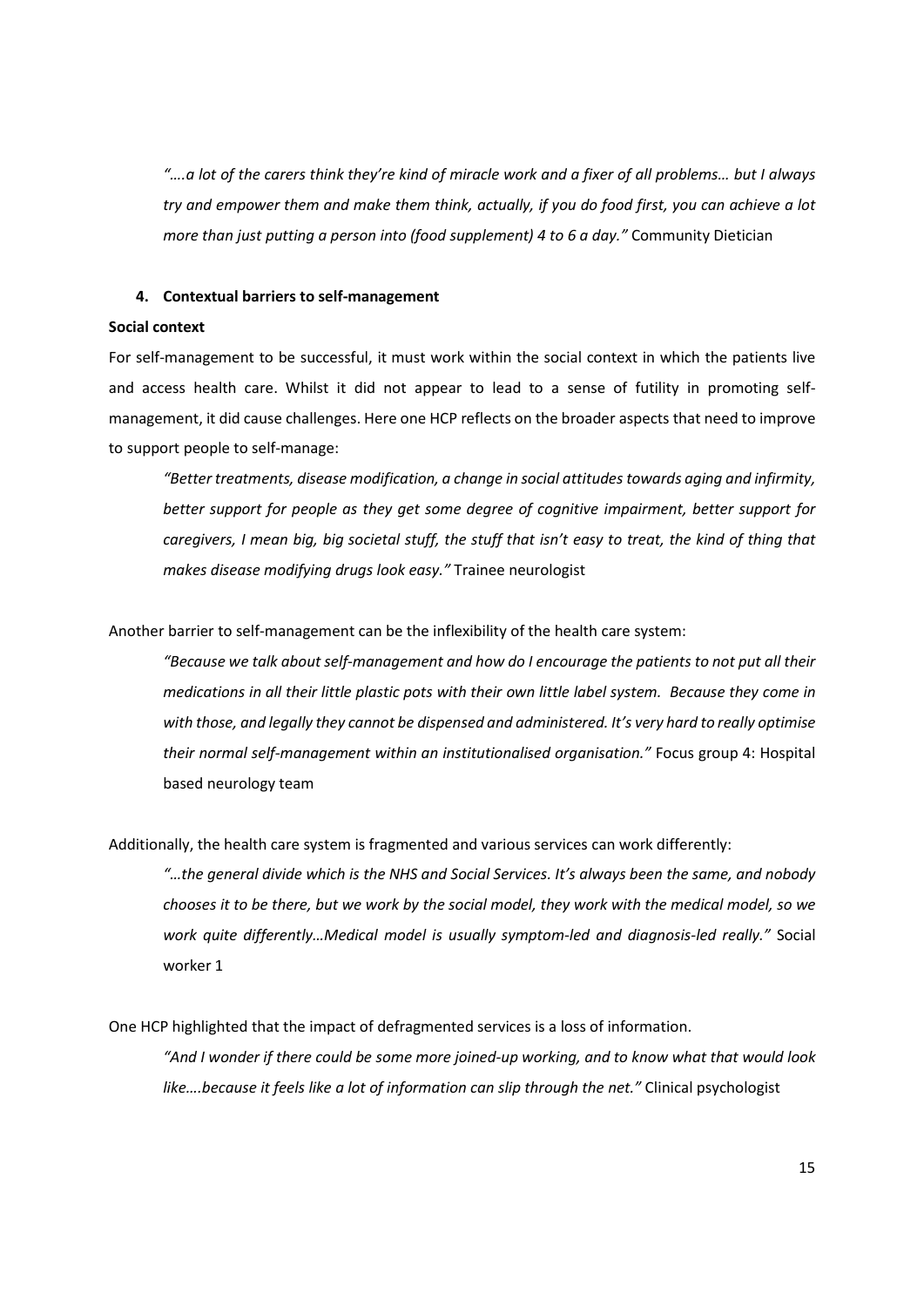*"….a lot of the carers think they're kind of miracle work and a fixer of all problems… but I always try and empower them and make them think, actually, if you do food first, you can achieve a lot more than just putting a person into (food supplement) 4 to 6 a day."* Community Dietician

**4. Contextual barriers to self-management**

**Social context**

For self-management to be successful, it must work within the social context in which the patients live and access health care. Whilst it did not appear to lead to a sense of futility in promoting self-management, it did cause challenges. Here one HCP reflects on the broader aspects that need to improve to support people to self-manage:

> *"Better treatments, disease modification, a change in social attitudes towards aging and infirmity, better support for people as they get some degree of cognitive impairment, better support for caregivers, I mean big, big societal stuff, the stuff that isn't easy to treat, the kind of thing that makes disease modifying drugs look easy."* Trainee neurologist

Another barrier to self-management can be the inflexibility of the health care system:

> *"Because we talk about self-management and how do I encourage the patients to not put all their medications in all their little plastic pots with their own little label system. Because they come in with those, and legally they cannot be dispensed and administered. It's very hard to really optimise their normal self-management within an institutionalised organisation."* Focus group 4: Hospital based neurology team

Additionally, the health care system is fragmented and various services can work differently:

> *"…the general divide which is the NHS and Social Services. It's always been the same, and nobody chooses it to be there, but we work by the social model, they work with the medical model, so we work quite differently…Medical model is usually symptom-led and diagnosis-led really."* Social worker 1

One HCP highlighted that the impact of defragmented services is a loss of information.

> *"And I wonder if there could be some more joined-up working, and to know what that would look like….because it feels like a lot of information can slip through the net."* Clinical psychologist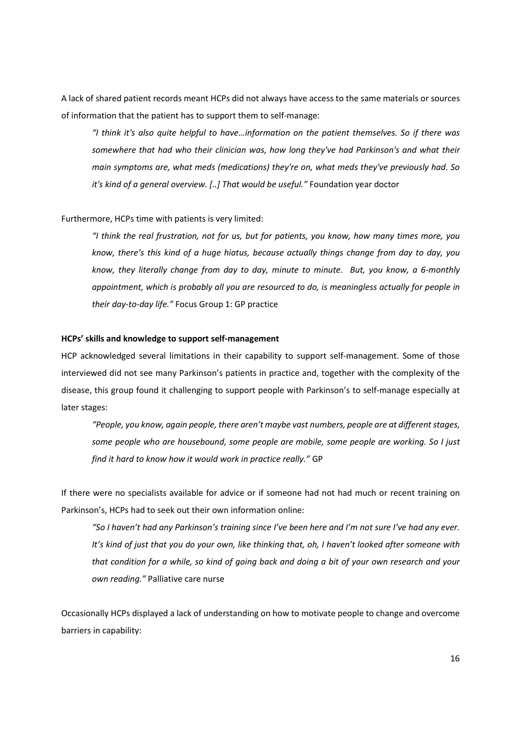A lack of shared patient records meant HCPs did not always have access to the same materials or sources of information that the patient has to support them to self-manage:

> *"I think it's also quite helpful to have…information on the patient themselves. So if there was somewhere that had who their clinician was, how long they've had Parkinson's and what their main symptoms are, what meds (medications) they're on, what meds they've previously had. So it's kind of a general overview. [..] That would be useful."* Foundation year doctor

Furthermore, HCPs time with patients is very limited:

> *"I think the real frustration, not for us, but for patients, you know, how many times more, you know, there's this kind of a huge hiatus, because actually things change from day to day, you know, they literally change from day to day, minute to minute. But, you know, a 6-monthly appointment, which is probably all you are resourced to do, is meaningless actually for people in their day-to-day life."* Focus Group 1: GP practice

**HCPs' skills and knowledge to support self-management**

HCP acknowledged several limitations in their capability to support self-management. Some of those interviewed did not see many Parkinson's patients in practice and, together with the complexity of the disease, this group found it challenging to support people with Parkinson's to self-manage especially at later stages:

> *"People, you know, again people, there aren't maybe vast numbers, people are at different stages, some people who are housebound, some people are mobile, some people are working. So I just find it hard to know how it would work in practice really."* GP

If there were no specialists available for advice or if someone had not had much or recent training on Parkinson's, HCPs had to seek out their own information online:

> *"So I haven't had any Parkinson's training since I've been here and I'm not sure I've had any ever. It's kind of just that you do your own, like thinking that, oh, I haven't looked after someone with that condition for a while, so kind of going back and doing a bit of your own research and your own reading."* Palliative care nurse

Occasionally HCPs displayed a lack of understanding on how to motivate people to change and overcome barriers in capability: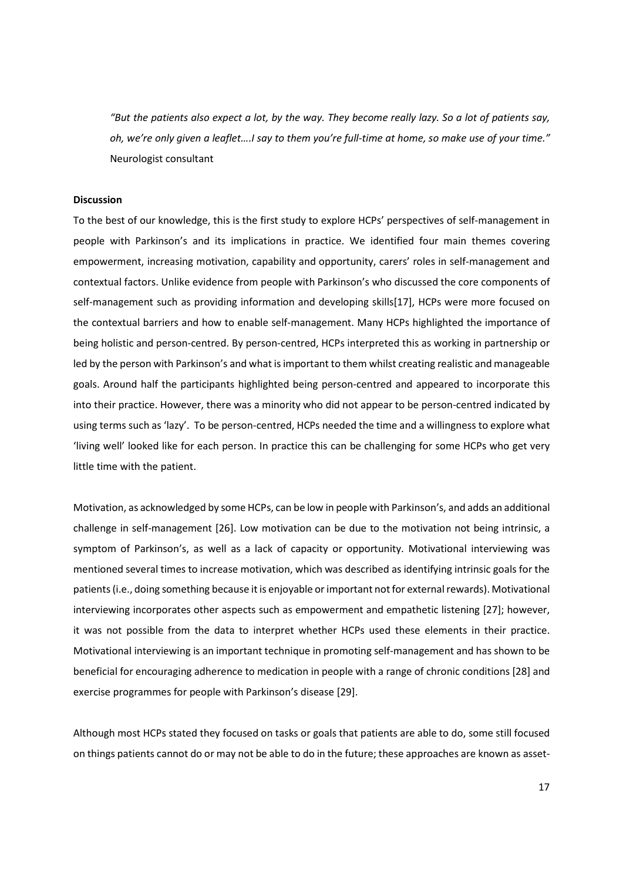*"But the patients also expect a lot, by the way. They become really lazy. So a lot of patients say, oh, we're only given a leaflet….I say to them you're full-time at home, so make use of your time."* Neurologist consultant

**Discussion**

To the best of our knowledge, this is the first study to explore HCPs' perspectives of self-management in people with Parkinson's and its implications in practice. We identified four main themes covering empowerment, increasing motivation, capability and opportunity, carers' roles in self-management and contextual factors. Unlike evidence from people with Parkinson's who discussed the core components of self-management such as providing information and developing skills[17], HCPs were more focused on the contextual barriers and how to enable self-management. Many HCPs highlighted the importance of being holistic and person-centred. By person-centred, HCPs interpreted this as working in partnership or led by the person with Parkinson's and what is important to them whilst creating realistic and manageable goals. Around half the participants highlighted being person-centred and appeared to incorporate this into their practice. However, there was a minority who did not appear to be person-centred indicated by using terms such as 'lazy'. To be person-centred, HCPs needed the time and a willingness to explore what 'living well' looked like for each person. In practice this can be challenging for some HCPs who get very little time with the patient.

Motivation, as acknowledged by some HCPs, can be low in people with Parkinson's, and adds an additional challenge in self-management [26]. Low motivation can be due to the motivation not being intrinsic, a symptom of Parkinson's, as well as a lack of capacity or opportunity. Motivational interviewing was mentioned several times to increase motivation, which was described as identifying intrinsic goals for the patients (i.e., doing something because it is enjoyable or important not for external rewards). Motivational interviewing incorporates other aspects such as empowerment and empathetic listening [27]; however, it was not possible from the data to interpret whether HCPs used these elements in their practice. Motivational interviewing is an important technique in promoting self-management and has shown to be beneficial for encouraging adherence to medication in people with a range of chronic conditions [28] and exercise programmes for people with Parkinson's disease [29].

Although most HCPs stated they focused on tasks or goals that patients are able to do, some still focused on things patients cannot do or may not be able to do in the future; these approaches are known as asset-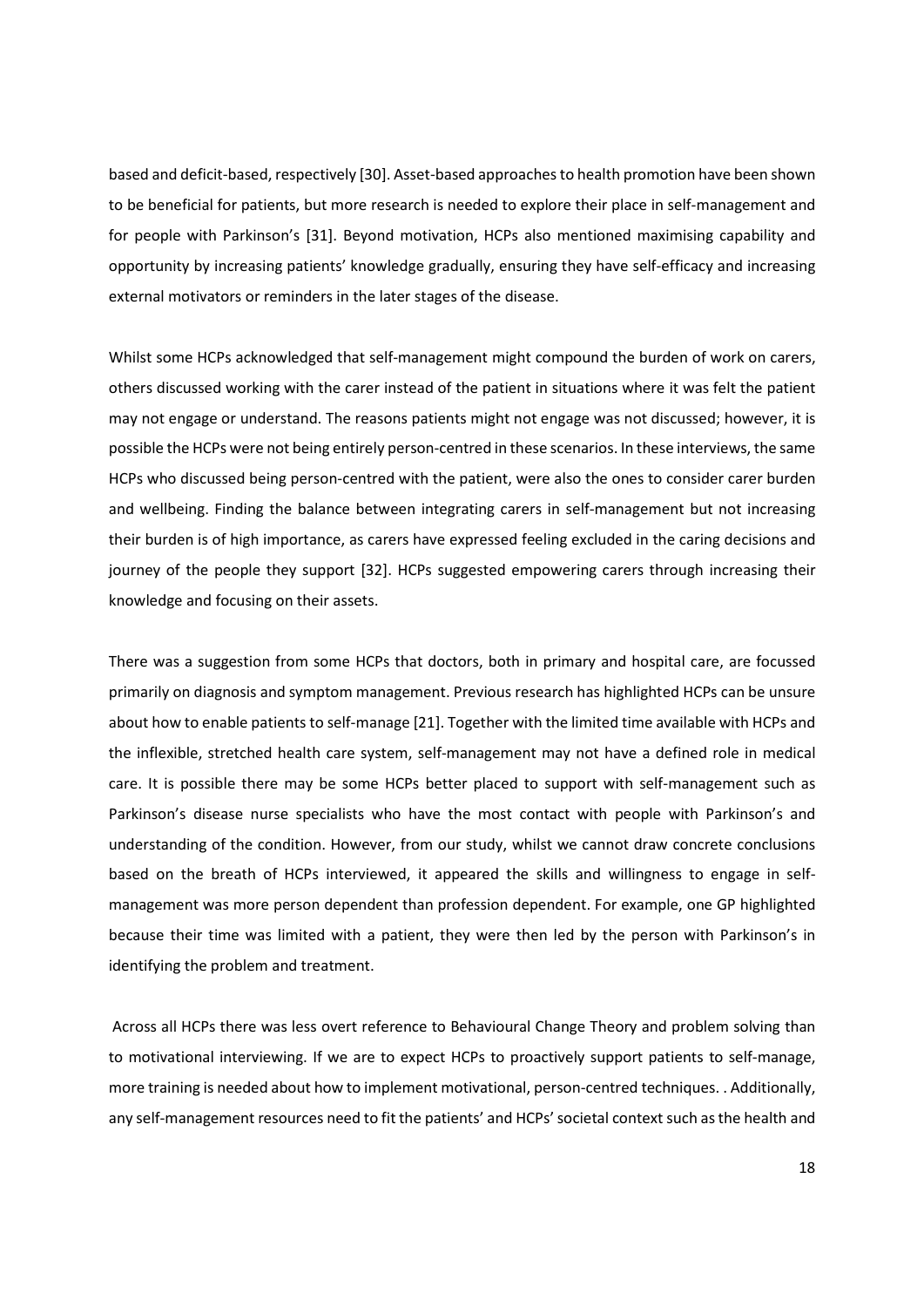based and deficit-based, respectively [30]. Asset-based approaches to health promotion have been shown to be beneficial for patients, but more research is needed to explore their place in self-management and for people with Parkinson's [31]. Beyond motivation, HCPs also mentioned maximising capability and opportunity by increasing patients' knowledge gradually, ensuring they have self-efficacy and increasing external motivators or reminders in the later stages of the disease.

Whilst some HCPs acknowledged that self-management might compound the burden of work on carers, others discussed working with the carer instead of the patient in situations where it was felt the patient may not engage or understand. The reasons patients might not engage was not discussed; however, it is possible the HCPs were not being entirely person-centred in these scenarios. In these interviews, the same HCPs who discussed being person-centred with the patient, were also the ones to consider carer burden and wellbeing. Finding the balance between integrating carers in self-management but not increasing their burden is of high importance, as carers have expressed feeling excluded in the caring decisions and journey of the people they support [32]. HCPs suggested empowering carers through increasing their knowledge and focusing on their assets.

There was a suggestion from some HCPs that doctors, both in primary and hospital care, are focussed primarily on diagnosis and symptom management. Previous research has highlighted HCPs can be unsure about how to enable patients to self-manage [21]. Together with the limited time available with HCPs and the inflexible, stretched health care system, self-management may not have a defined role in medical care. It is possible there may be some HCPs better placed to support with self-management such as Parkinson's disease nurse specialists who have the most contact with people with Parkinson's and understanding of the condition. However, from our study, whilst we cannot draw concrete conclusions based on the breath of HCPs interviewed, it appeared the skills and willingness to engage in self-management was more person dependent than profession dependent. For example, one GP highlighted because their time was limited with a patient, they were then led by the person with Parkinson's in identifying the problem and treatment.

Across all HCPs there was less overt reference to Behavioural Change Theory and problem solving than to motivational interviewing. If we are to expect HCPs to proactively support patients to self-manage, more training is needed about how to implement motivational, person-centred techniques. . Additionally, any self-management resources need to fit the patients' and HCPs' societal context such as the health and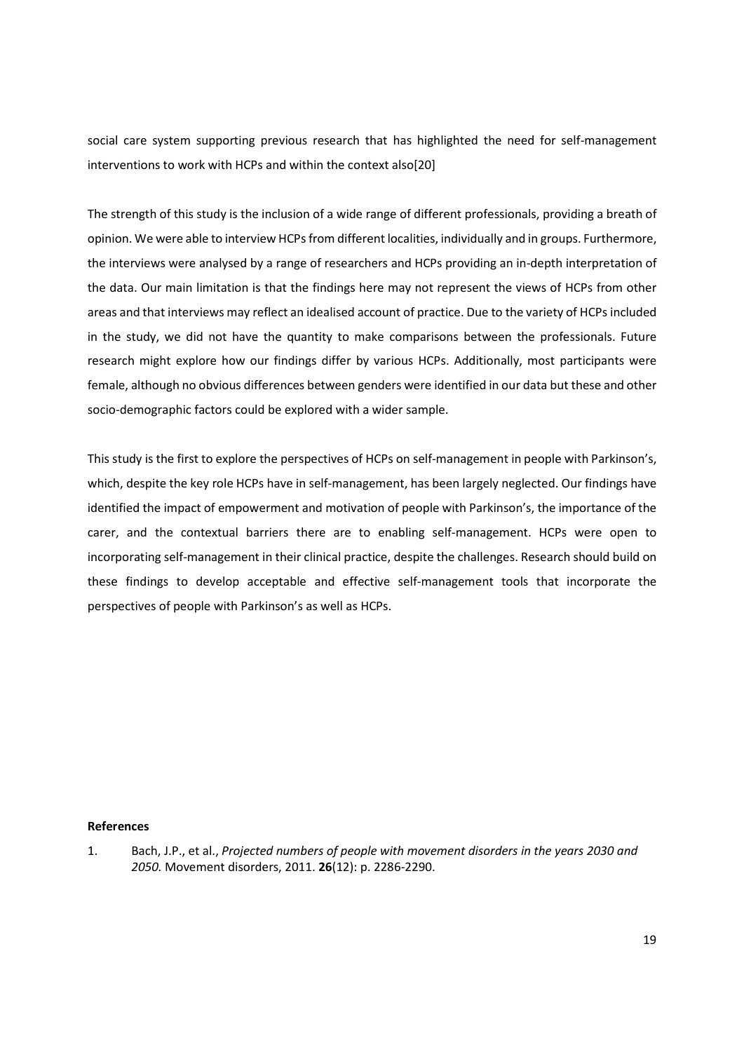social care system supporting previous research that has highlighted the need for self-management interventions to work with HCPs and within the context also[20]

The strength of this study is the inclusion of a wide range of different professionals, providing a breath of opinion. We were able to interview HCPs from different localities, individually and in groups. Furthermore, the interviews were analysed by a range of researchers and HCPs providing an in-depth interpretation of the data. Our main limitation is that the findings here may not represent the views of HCPs from other areas and that interviews may reflect an idealised account of practice. Due to the variety of HCPs included in the study, we did not have the quantity to make comparisons between the professionals. Future research might explore how our findings differ by various HCPs. Additionally, most participants were female, although no obvious differences between genders were identified in our data but these and other socio-demographic factors could be explored with a wider sample.

This study is the first to explore the perspectives of HCPs on self-management in people with Parkinson's, which, despite the key role HCPs have in self-management, has been largely neglected. Our findings have identified the impact of empowerment and motivation of people with Parkinson's, the importance of the carer, and the contextual barriers there are to enabling self-management. HCPs were open to incorporating self-management in their clinical practice, despite the challenges. Research should build on these findings to develop acceptable and effective self-management tools that incorporate the perspectives of people with Parkinson's as well as HCPs.

**References**

1. Bach, J.P., et al., *Projected numbers of people with movement disorders in the years 2030 and 2050.* Movement disorders, 2011. **26**(12): p. 2286-2290.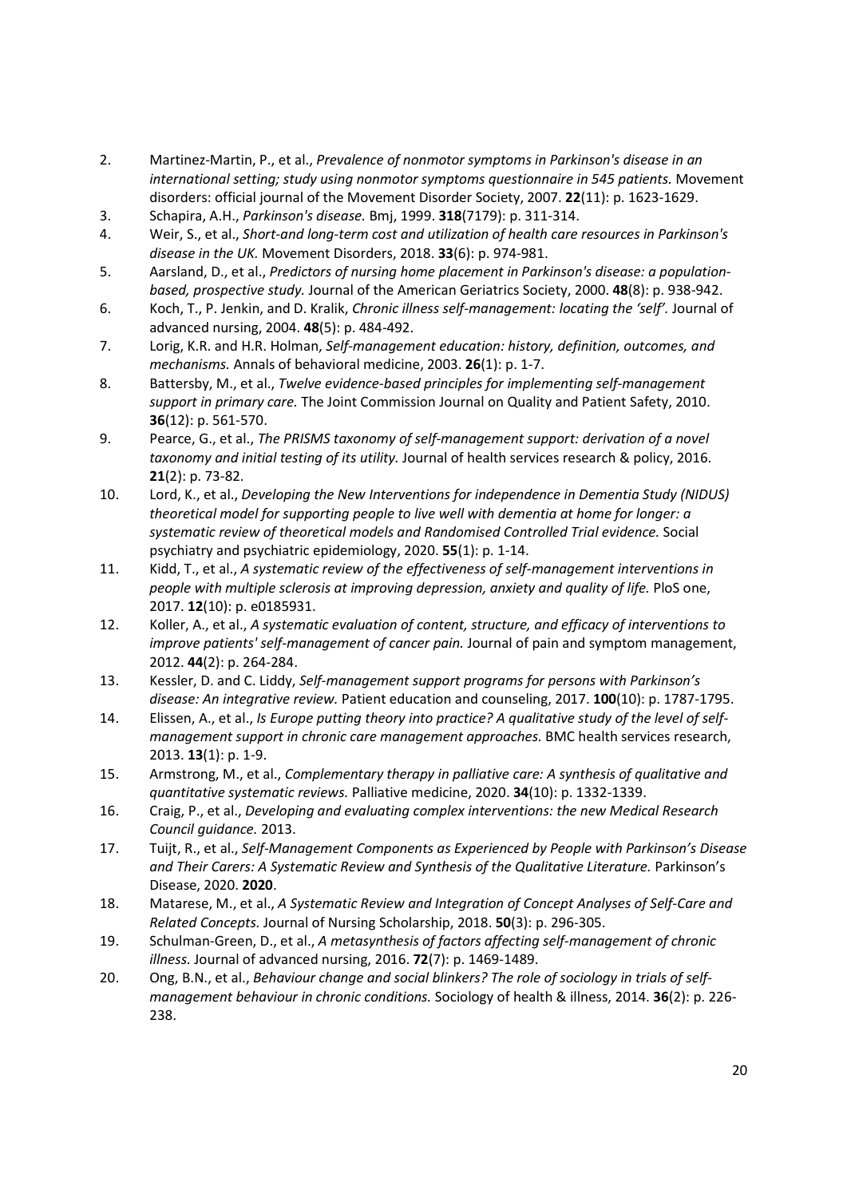2. Martinez-Martin, P., et al., *Prevalence of nonmotor symptoms in Parkinson's disease in an international setting; study using nonmotor symptoms questionnaire in 545 patients.* Movement disorders: official journal of the Movement Disorder Society, 2007. **22**(11): p. 1623-1629.
3. Schapira, A.H., *Parkinson's disease.* Bmj, 1999. **318**(7179): p. 311-314.
4. Weir, S., et al., *Short-and long-term cost and utilization of health care resources in Parkinson's disease in the UK.* Movement Disorders, 2018. **33**(6): p. 974-981.
5. Aarsland, D., et al., *Predictors of nursing home placement in Parkinson's disease: a population-based, prospective study.* Journal of the American Geriatrics Society, 2000. **48**(8): p. 938-942.
6. Koch, T., P. Jenkin, and D. Kralik, *Chronic illness self-management: locating the 'self'.* Journal of advanced nursing, 2004. **48**(5): p. 484-492.
7. Lorig, K.R. and H.R. Holman, *Self-management education: history, definition, outcomes, and mechanisms.* Annals of behavioral medicine, 2003. **26**(1): p. 1-7.
8. Battersby, M., et al., *Twelve evidence-based principles for implementing self-management support in primary care.* The Joint Commission Journal on Quality and Patient Safety, 2010. **36**(12): p. 561-570.
9. Pearce, G., et al., *The PRISMS taxonomy of self-management support: derivation of a novel taxonomy and initial testing of its utility.* Journal of health services research & policy, 2016. **21**(2): p. 73-82.
10. Lord, K., et al., *Developing the New Interventions for independence in Dementia Study (NIDUS) theoretical model for supporting people to live well with dementia at home for longer: a systematic review of theoretical models and Randomised Controlled Trial evidence.* Social psychiatry and psychiatric epidemiology, 2020. **55**(1): p. 1-14.
11. Kidd, T., et al., *A systematic review of the effectiveness of self-management interventions in people with multiple sclerosis at improving depression, anxiety and quality of life.* PloS one, 2017. **12**(10): p. e0185931.
12. Koller, A., et al., *A systematic evaluation of content, structure, and efficacy of interventions to improve patients' self-management of cancer pain.* Journal of pain and symptom management, 2012. **44**(2): p. 264-284.
13. Kessler, D. and C. Liddy, *Self-management support programs for persons with Parkinson's disease: An integrative review.* Patient education and counseling, 2017. **100**(10): p. 1787-1795.
14. Elissen, A., et al., *Is Europe putting theory into practice? A qualitative study of the level of self-management support in chronic care management approaches.* BMC health services research, 2013. **13**(1): p. 1-9.
15. Armstrong, M., et al., *Complementary therapy in palliative care: A synthesis of qualitative and quantitative systematic reviews.* Palliative medicine, 2020. **34**(10): p. 1332-1339.
16. Craig, P., et al., *Developing and evaluating complex interventions: the new Medical Research Council guidance.* 2013.
17. Tuijt, R., et al., *Self-Management Components as Experienced by People with Parkinson's Disease and Their Carers: A Systematic Review and Synthesis of the Qualitative Literature.* Parkinson's Disease, 2020. **2020**.
18. Matarese, M., et al., *A Systematic Review and Integration of Concept Analyses of Self-Care and Related Concepts.* Journal of Nursing Scholarship, 2018. **50**(3): p. 296-305.
19. Schulman-Green, D., et al., *A metasynthesis of factors affecting self-management of chronic illness.* Journal of advanced nursing, 2016. **72**(7): p. 1469-1489.
20. Ong, B.N., et al., *Behaviour change and social blinkers? The role of sociology in trials of self-management behaviour in chronic conditions.* Sociology of health & illness, 2014. **36**(2): p. 226-238.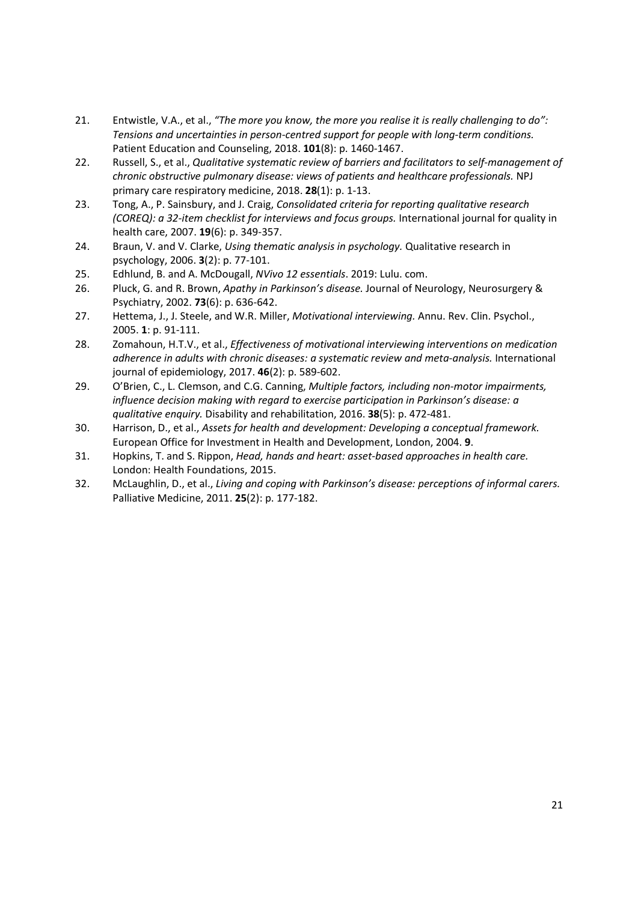21. Entwistle, V.A., et al., *"The more you know, the more you realise it is really challenging to do": Tensions and uncertainties in person-centred support for people with long-term conditions.* Patient Education and Counseling, 2018. **101**(8): p. 1460-1467.
22. Russell, S., et al., *Qualitative systematic review of barriers and facilitators to self-management of chronic obstructive pulmonary disease: views of patients and healthcare professionals.* NPJ primary care respiratory medicine, 2018. **28**(1): p. 1-13.
23. Tong, A., P. Sainsbury, and J. Craig, *Consolidated criteria for reporting qualitative research (COREQ): a 32-item checklist for interviews and focus groups.* International journal for quality in health care, 2007. **19**(6): p. 349-357.
24. Braun, V. and V. Clarke, *Using thematic analysis in psychology.* Qualitative research in psychology, 2006. **3**(2): p. 77-101.
25. Edhlund, B. and A. McDougall, *NVivo 12 essentials*. 2019: Lulu. com.
26. Pluck, G. and R. Brown, *Apathy in Parkinson's disease.* Journal of Neurology, Neurosurgery & Psychiatry, 2002. **73**(6): p. 636-642.
27. Hettema, J., J. Steele, and W.R. Miller, *Motivational interviewing.* Annu. Rev. Clin. Psychol., 2005. **1**: p. 91-111.
28. Zomahoun, H.T.V., et al., *Effectiveness of motivational interviewing interventions on medication adherence in adults with chronic diseases: a systematic review and meta-analysis.* International journal of epidemiology, 2017. **46**(2): p. 589-602.
29. O'Brien, C., L. Clemson, and C.G. Canning, *Multiple factors, including non-motor impairments, influence decision making with regard to exercise participation in Parkinson's disease: a qualitative enquiry.* Disability and rehabilitation, 2016. **38**(5): p. 472-481.
30. Harrison, D., et al., *Assets for health and development: Developing a conceptual framework.* European Office for Investment in Health and Development, London, 2004. **9**.
31. Hopkins, T. and S. Rippon, *Head, hands and heart: asset-based approaches in health care.* London: Health Foundations, 2015.
32. McLaughlin, D., et al., *Living and coping with Parkinson's disease: perceptions of informal carers.* Palliative Medicine, 2011. **25**(2): p. 177-182.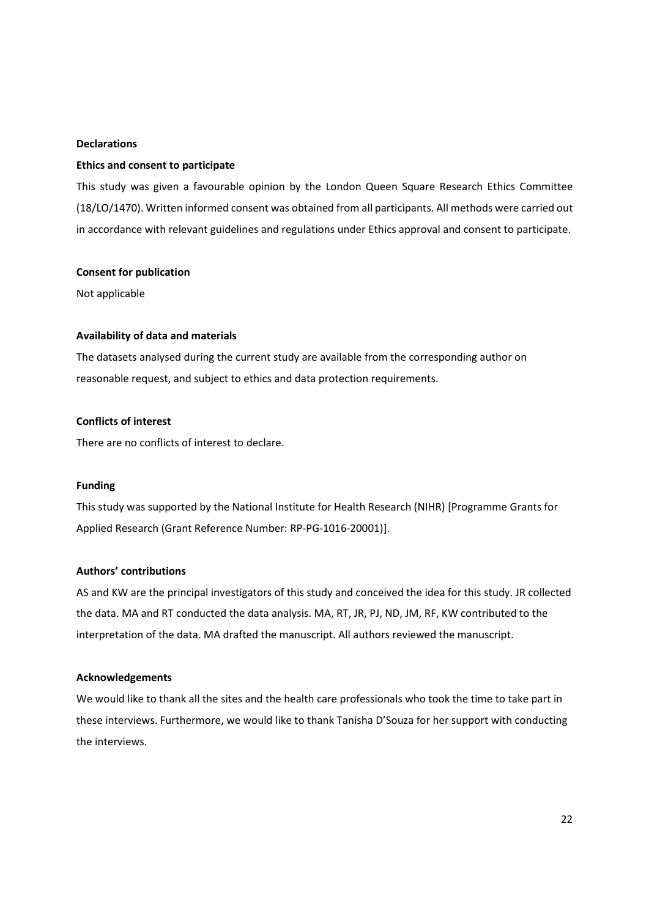## Declarations

### Ethics and consent to participate

This study was given a favourable opinion by the London Queen Square Research Ethics Committee (18/LO/1470). Written informed consent was obtained from all participants. All methods were carried out in accordance with relevant guidelines and regulations under Ethics approval and consent to participate.

### Consent for publication

Not applicable

### Availability of data and materials

The datasets analysed during the current study are available from the corresponding author on reasonable request, and subject to ethics and data protection requirements.

### Conflicts of interest

There are no conflicts of interest to declare.

### Funding

This study was supported by the National Institute for Health Research (NIHR) [Programme Grants for Applied Research (Grant Reference Number: RP-PG-1016-20001)].

### Authors' contributions

AS and KW are the principal investigators of this study and conceived the idea for this study. JR collected the data. MA and RT conducted the data analysis. MA, RT, JR, PJ, ND, JM, RF, KW contributed to the interpretation of the data. MA drafted the manuscript. All authors reviewed the manuscript.

### Acknowledgements

We would like to thank all the sites and the health care professionals who took the time to take part in these interviews. Furthermore, we would like to thank Tanisha D'Souza for her support with conducting the interviews.